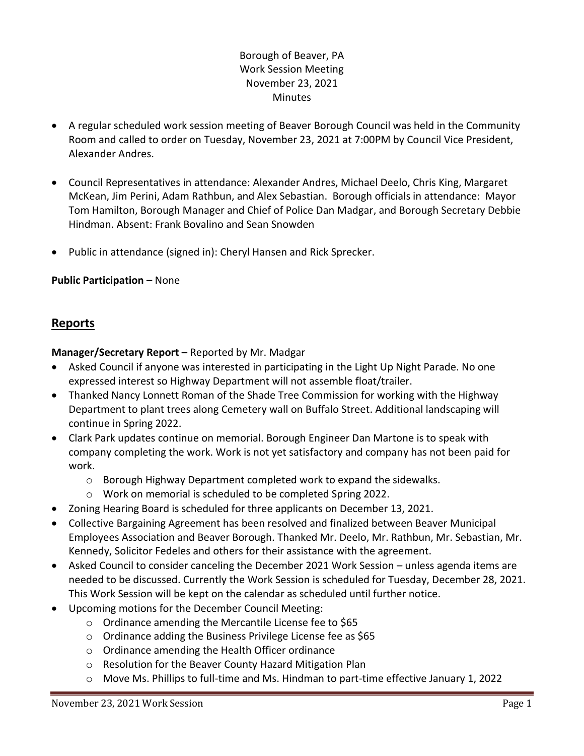Borough of Beaver, PA
Work Session Meeting
November 23, 2021
Minutes

- A regular scheduled work session meeting of Beaver Borough Council was held in the Community Room and called to order on Tuesday, November 23, 2021 at 7:00PM by Council Vice President, Alexander Andres.
- Council Representatives in attendance: Alexander Andres, Michael Deelo, Chris King, Margaret McKean, Jim Perini, Adam Rathbun, and Alex Sebastian. Borough officials in attendance: Mayor Tom Hamilton, Borough Manager and Chief of Police Dan Madgar, and Borough Secretary Debbie Hindman. Absent: Frank Bovalino and Sean Snowden
- Public in attendance (signed in): Cheryl Hansen and Rick Sprecker.

**Public Participation –** None

## Reports

**Manager/Secretary Report –** Reported by Mr. Madgar

- Asked Council if anyone was interested in participating in the Light Up Night Parade. No one expressed interest so Highway Department will not assemble float/trailer.
- Thanked Nancy Lonnett Roman of the Shade Tree Commission for working with the Highway Department to plant trees along Cemetery wall on Buffalo Street. Additional landscaping will continue in Spring 2022.
- Clark Park updates continue on memorial. Borough Engineer Dan Martone is to speak with company completing the work. Work is not yet satisfactory and company has not been paid for work.
  - Borough Highway Department completed work to expand the sidewalks.
  - Work on memorial is scheduled to be completed Spring 2022.
- Zoning Hearing Board is scheduled for three applicants on December 13, 2021.
- Collective Bargaining Agreement has been resolved and finalized between Beaver Municipal Employees Association and Beaver Borough. Thanked Mr. Deelo, Mr. Rathbun, Mr. Sebastian, Mr. Kennedy, Solicitor Fedeles and others for their assistance with the agreement.
- Asked Council to consider canceling the December 2021 Work Session – unless agenda items are needed to be discussed. Currently the Work Session is scheduled for Tuesday, December 28, 2021. This Work Session will be kept on the calendar as scheduled until further notice.
- Upcoming motions for the December Council Meeting:
  - Ordinance amending the Mercantile License fee to $65
  - Ordinance adding the Business Privilege License fee as $65
  - Ordinance amending the Health Officer ordinance
  - Resolution for the Beaver County Hazard Mitigation Plan
  - Move Ms. Phillips to full-time and Ms. Hindman to part-time effective January 1, 2022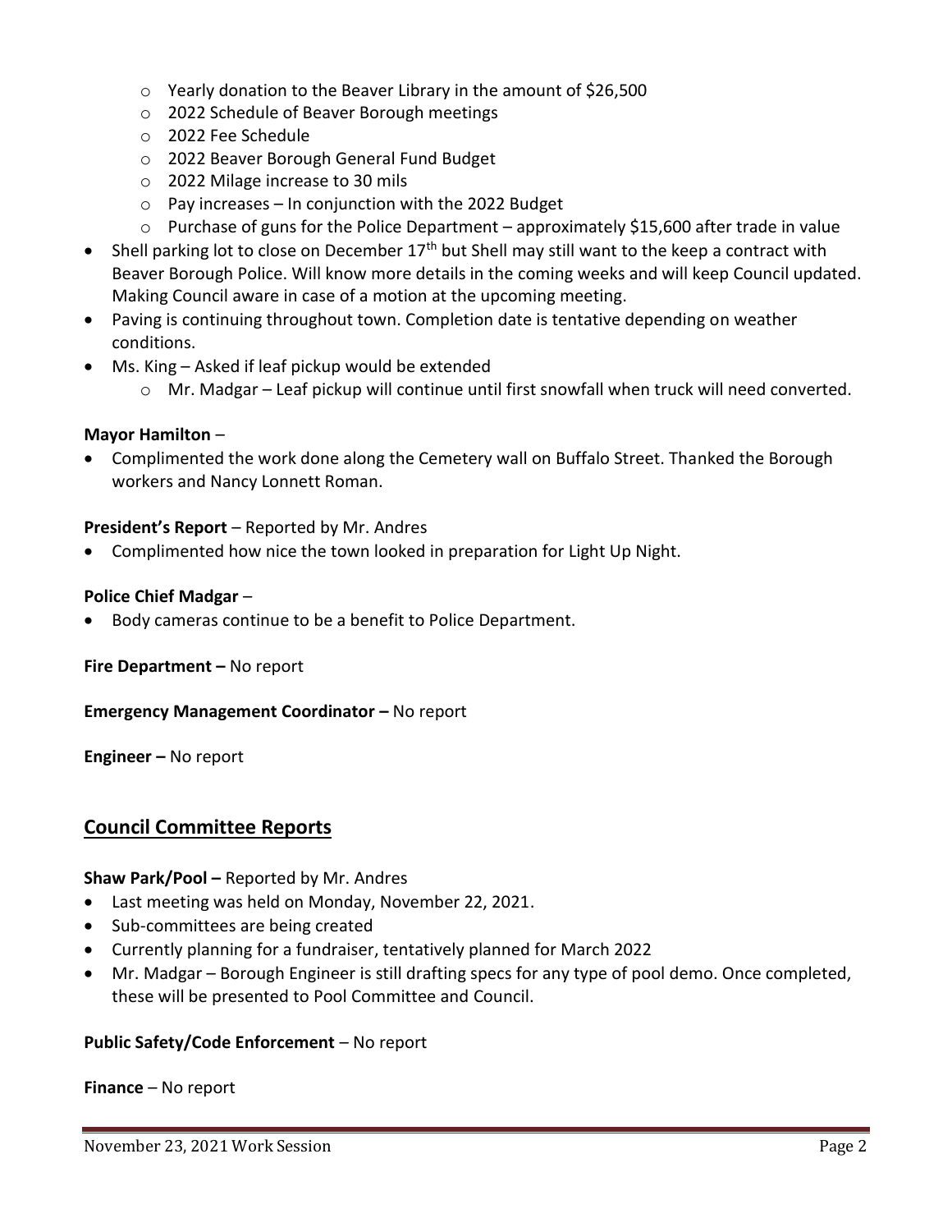- Yearly donation to the Beaver Library in the amount of $26,500
    - 2022 Schedule of Beaver Borough meetings
    - 2022 Fee Schedule
    - 2022 Beaver Borough General Fund Budget
    - 2022 Milage increase to 30 mils
    - Pay increases – In conjunction with the 2022 Budget
    - Purchase of guns for the Police Department – approximately $15,600 after trade in value
- Shell parking lot to close on December 17th but Shell may still want to the keep a contract with Beaver Borough Police. Will know more details in the coming weeks and will keep Council updated. Making Council aware in case of a motion at the upcoming meeting.
- Paving is continuing throughout town. Completion date is tentative depending on weather conditions.
- Ms. King – Asked if leaf pickup would be extended
    - Mr. Madgar – Leaf pickup will continue until first snowfall when truck will need converted.

**Mayor Hamilton** –

- Complimented the work done along the Cemetery wall on Buffalo Street. Thanked the Borough workers and Nancy Lonnett Roman.

**President's Report** – Reported by Mr. Andres

- Complimented how nice the town looked in preparation for Light Up Night.

**Police Chief Madgar** –

- Body cameras continue to be a benefit to Police Department.

**Fire Department –** No report

**Emergency Management Coordinator –** No report

**Engineer –** No report

## Council Committee Reports

**Shaw Park/Pool –** Reported by Mr. Andres

- Last meeting was held on Monday, November 22, 2021.
- Sub-committees are being created
- Currently planning for a fundraiser, tentatively planned for March 2022
- Mr. Madgar – Borough Engineer is still drafting specs for any type of pool demo. Once completed, these will be presented to Pool Committee and Council.

**Public Safety/Code Enforcement** – No report

**Finance** – No report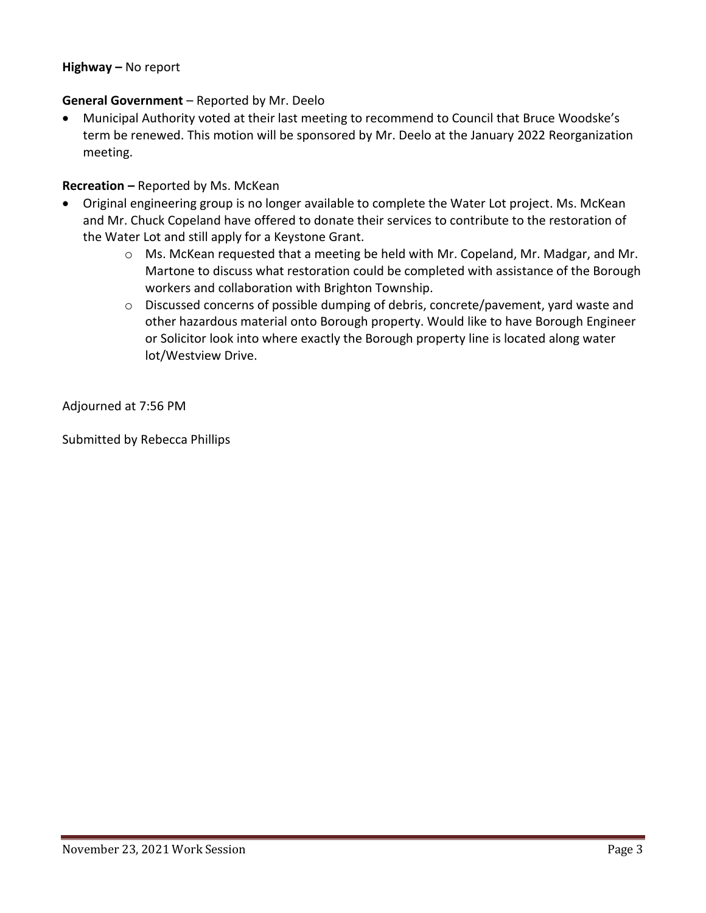**Highway –** No report

**General Government** – Reported by Mr. Deelo

- Municipal Authority voted at their last meeting to recommend to Council that Bruce Woodske's term be renewed. This motion will be sponsored by Mr. Deelo at the January 2022 Reorganization meeting.

**Recreation –** Reported by Ms. McKean

- Original engineering group is no longer available to complete the Water Lot project. Ms. McKean and Mr. Chuck Copeland have offered to donate their services to contribute to the restoration of the Water Lot and still apply for a Keystone Grant.
  - Ms. McKean requested that a meeting be held with Mr. Copeland, Mr. Madgar, and Mr. Martone to discuss what restoration could be completed with assistance of the Borough workers and collaboration with Brighton Township.
  - Discussed concerns of possible dumping of debris, concrete/pavement, yard waste and other hazardous material onto Borough property. Would like to have Borough Engineer or Solicitor look into where exactly the Borough property line is located along water lot/Westview Drive.

Adjourned at 7:56 PM

Submitted by Rebecca Phillips